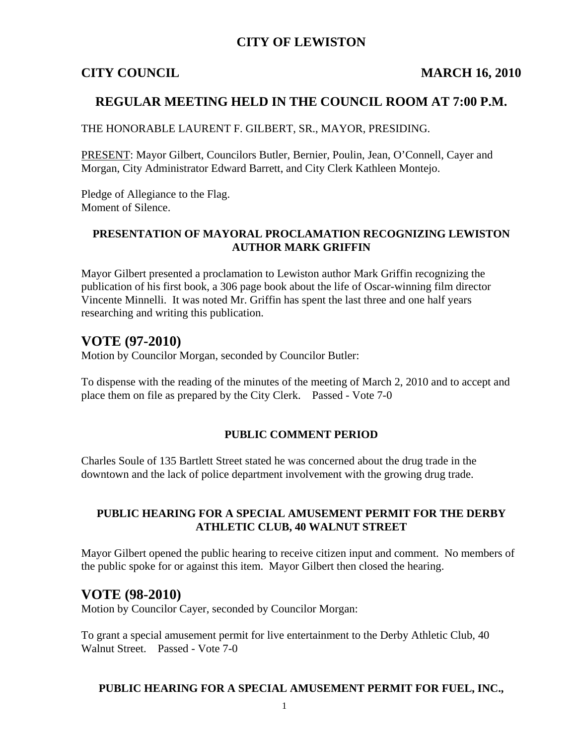# CITY OF LEWISTON

**CITY COUNCIL** **MARCH 16, 2010**

## REGULAR MEETING HELD IN THE COUNCIL ROOM AT 7:00 P.M.

THE HONORABLE LAURENT F. GILBERT, SR., MAYOR, PRESIDING.

PRESENT: Mayor Gilbert, Councilors Butler, Bernier, Poulin, Jean, O'Connell, Cayer and Morgan, City Administrator Edward Barrett, and City Clerk Kathleen Montejo.

Pledge of Allegiance to the Flag.
Moment of Silence.

### PRESENTATION OF MAYORAL PROCLAMATION RECOGNIZING LEWISTON AUTHOR MARK GRIFFIN

Mayor Gilbert presented a proclamation to Lewiston author Mark Griffin recognizing the publication of his first book, a 306 page book about the life of Oscar-winning film director Vincente Minnelli. It was noted Mr. Griffin has spent the last three and one half years researching and writing this publication.

## VOTE (97-2010)

Motion by Councilor Morgan, seconded by Councilor Butler:

To dispense with the reading of the minutes of the meeting of March 2, 2010 and to accept and place them on file as prepared by the City Clerk. Passed - Vote 7-0

### PUBLIC COMMENT PERIOD

Charles Soule of 135 Bartlett Street stated he was concerned about the drug trade in the downtown and the lack of police department involvement with the growing drug trade.

### PUBLIC HEARING FOR A SPECIAL AMUSEMENT PERMIT FOR THE DERBY ATHLETIC CLUB, 40 WALNUT STREET

Mayor Gilbert opened the public hearing to receive citizen input and comment. No members of the public spoke for or against this item. Mayor Gilbert then closed the hearing.

## VOTE (98-2010)

Motion by Councilor Cayer, seconded by Councilor Morgan:

To grant a special amusement permit for live entertainment to the Derby Athletic Club, 40 Walnut Street. Passed - Vote 7-0

### PUBLIC HEARING FOR A SPECIAL AMUSEMENT PERMIT FOR FUEL, INC.,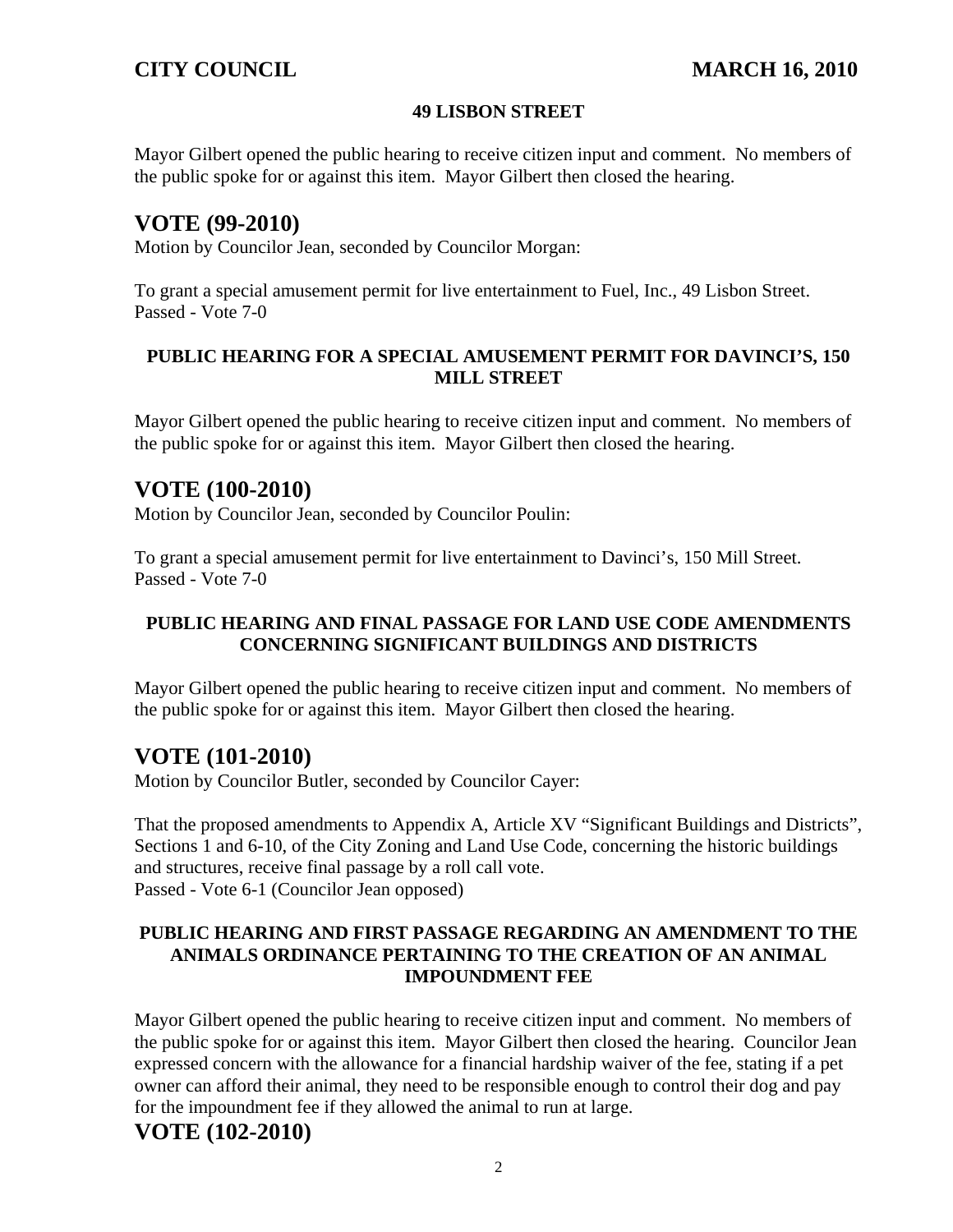**49 LISBON STREET**

Mayor Gilbert opened the public hearing to receive citizen input and comment. No members of the public spoke for or against this item. Mayor Gilbert then closed the hearing.

## VOTE (99-2010)

Motion by Councilor Jean, seconded by Councilor Morgan:

To grant a special amusement permit for live entertainment to Fuel, Inc., 49 Lisbon Street.
Passed - Vote 7-0

**PUBLIC HEARING FOR A SPECIAL AMUSEMENT PERMIT FOR DAVINCI'S, 150 MILL STREET**

Mayor Gilbert opened the public hearing to receive citizen input and comment. No members of the public spoke for or against this item. Mayor Gilbert then closed the hearing.

## VOTE (100-2010)

Motion by Councilor Jean, seconded by Councilor Poulin:

To grant a special amusement permit for live entertainment to Davinci's, 150 Mill Street.
Passed - Vote 7-0

**PUBLIC HEARING AND FINAL PASSAGE FOR LAND USE CODE AMENDMENTS CONCERNING SIGNIFICANT BUILDINGS AND DISTRICTS**

Mayor Gilbert opened the public hearing to receive citizen input and comment. No members of the public spoke for or against this item. Mayor Gilbert then closed the hearing.

## VOTE (101-2010)

Motion by Councilor Butler, seconded by Councilor Cayer:

That the proposed amendments to Appendix A, Article XV "Significant Buildings and Districts", Sections 1 and 6-10, of the City Zoning and Land Use Code, concerning the historic buildings and structures, receive final passage by a roll call vote.
Passed - Vote 6-1 (Councilor Jean opposed)

**PUBLIC HEARING AND FIRST PASSAGE REGARDING AN AMENDMENT TO THE ANIMALS ORDINANCE PERTAINING TO THE CREATION OF AN ANIMAL IMPOUNDMENT FEE**

Mayor Gilbert opened the public hearing to receive citizen input and comment. No members of the public spoke for or against this item. Mayor Gilbert then closed the hearing. Councilor Jean expressed concern with the allowance for a financial hardship waiver of the fee, stating if a pet owner can afford their animal, they need to be responsible enough to control their dog and pay for the impoundment fee if they allowed the animal to run at large.

## VOTE (102-2010)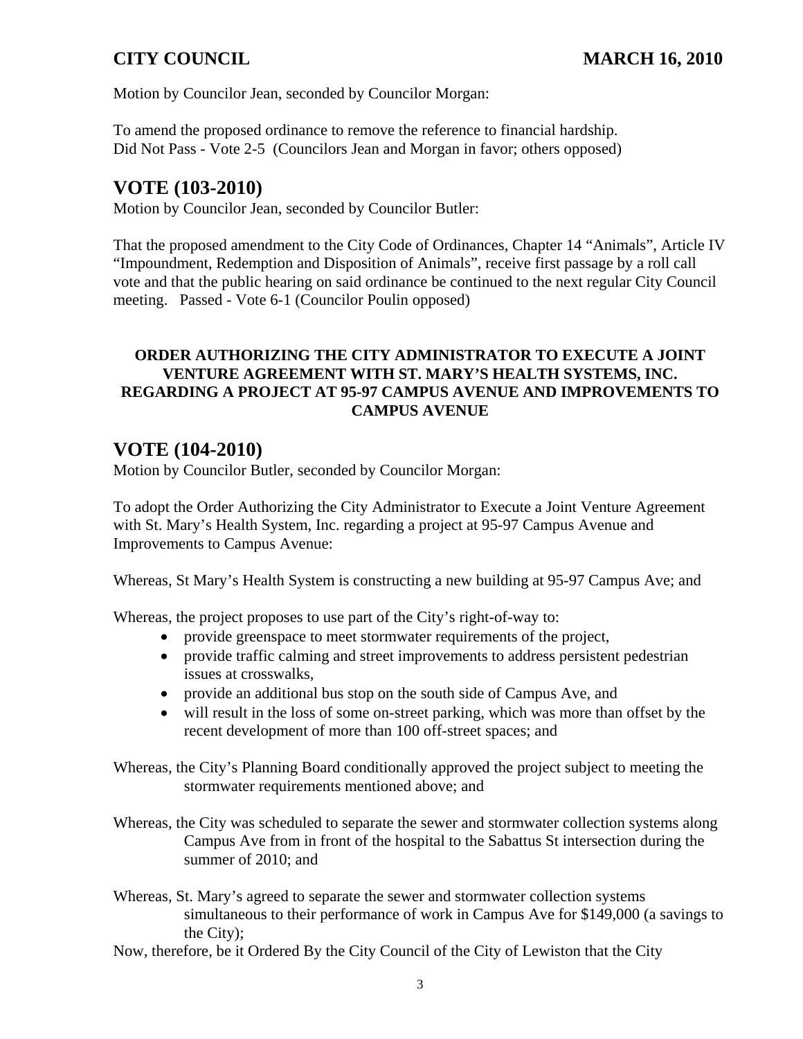Motion by Councilor Jean, seconded by Councilor Morgan:

To amend the proposed ordinance to remove the reference to financial hardship.
Did Not Pass - Vote 2-5 (Councilors Jean and Morgan in favor; others opposed)

## VOTE (103-2010)

Motion by Councilor Jean, seconded by Councilor Butler:

That the proposed amendment to the City Code of Ordinances, Chapter 14 "Animals", Article IV "Impoundment, Redemption and Disposition of Animals", receive first passage by a roll call vote and that the public hearing on said ordinance be continued to the next regular City Council meeting. Passed - Vote 6-1 (Councilor Poulin opposed)

**ORDER AUTHORIZING THE CITY ADMINISTRATOR TO EXECUTE A JOINT VENTURE AGREEMENT WITH ST. MARY'S HEALTH SYSTEMS, INC. REGARDING A PROJECT AT 95-97 CAMPUS AVENUE AND IMPROVEMENTS TO CAMPUS AVENUE**

## VOTE (104-2010)

Motion by Councilor Butler, seconded by Councilor Morgan:

To adopt the Order Authorizing the City Administrator to Execute a Joint Venture Agreement with St. Mary's Health System, Inc. regarding a project at 95-97 Campus Avenue and Improvements to Campus Avenue:

Whereas, St Mary's Health System is constructing a new building at 95-97 Campus Ave; and

Whereas, the project proposes to use part of the City's right-of-way to:

- provide greenspace to meet stormwater requirements of the project,
- provide traffic calming and street improvements to address persistent pedestrian issues at crosswalks,
- provide an additional bus stop on the south side of Campus Ave, and
- will result in the loss of some on-street parking, which was more than offset by the recent development of more than 100 off-street spaces; and

Whereas, the City's Planning Board conditionally approved the project subject to meeting the stormwater requirements mentioned above; and

Whereas, the City was scheduled to separate the sewer and stormwater collection systems along Campus Ave from in front of the hospital to the Sabattus St intersection during the summer of 2010; and

Whereas, St. Mary's agreed to separate the sewer and stormwater collection systems simultaneous to their performance of work in Campus Ave for $149,000 (a savings to the City);

Now, therefore, be it Ordered By the City Council of the City of Lewiston that the City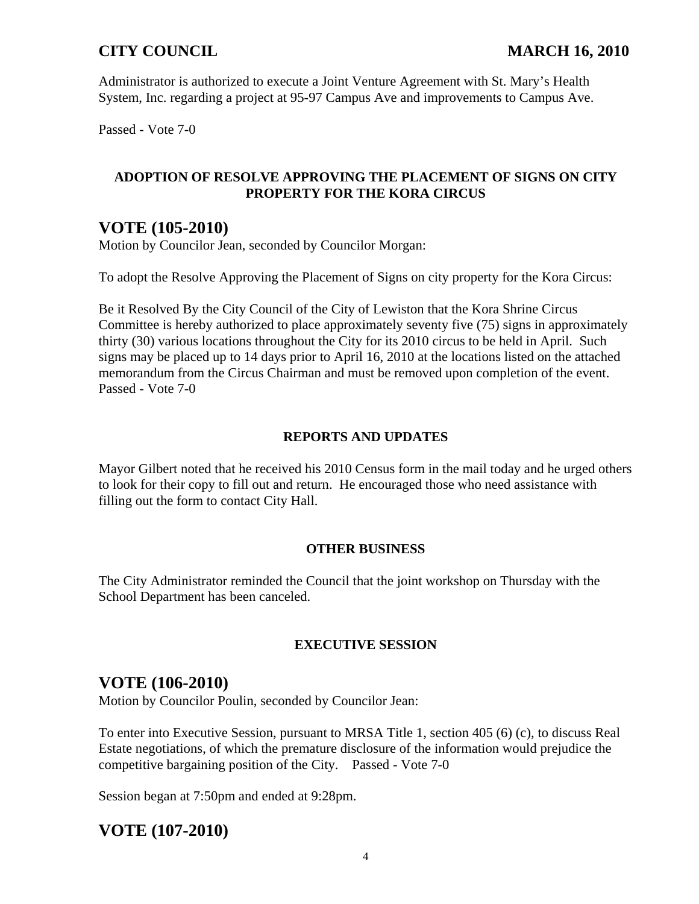Administrator is authorized to execute a Joint Venture Agreement with St. Mary's Health System, Inc. regarding a project at 95-97 Campus Ave and improvements to Campus Ave.

Passed - Vote 7-0

**ADOPTION OF RESOLVE APPROVING THE PLACEMENT OF SIGNS ON CITY PROPERTY FOR THE KORA CIRCUS**

## VOTE (105-2010)

Motion by Councilor Jean, seconded by Councilor Morgan:

To adopt the Resolve Approving the Placement of Signs on city property for the Kora Circus:

Be it Resolved By the City Council of the City of Lewiston that the Kora Shrine Circus Committee is hereby authorized to place approximately seventy five (75) signs in approximately thirty (30) various locations throughout the City for its 2010 circus to be held in April. Such signs may be placed up to 14 days prior to April 16, 2010 at the locations listed on the attached memorandum from the Circus Chairman and must be removed upon completion of the event.
Passed - Vote 7-0

**REPORTS AND UPDATES**

Mayor Gilbert noted that he received his 2010 Census form in the mail today and he urged others to look for their copy to fill out and return. He encouraged those who need assistance with filling out the form to contact City Hall.

**OTHER BUSINESS**

The City Administrator reminded the Council that the joint workshop on Thursday with the School Department has been canceled.

**EXECUTIVE SESSION**

## VOTE (106-2010)

Motion by Councilor Poulin, seconded by Councilor Jean:

To enter into Executive Session, pursuant to MRSA Title 1, section 405 (6) (c), to discuss Real Estate negotiations, of which the premature disclosure of the information would prejudice the competitive bargaining position of the City. Passed - Vote 7-0

Session began at 7:50pm and ended at 9:28pm.

## VOTE (107-2010)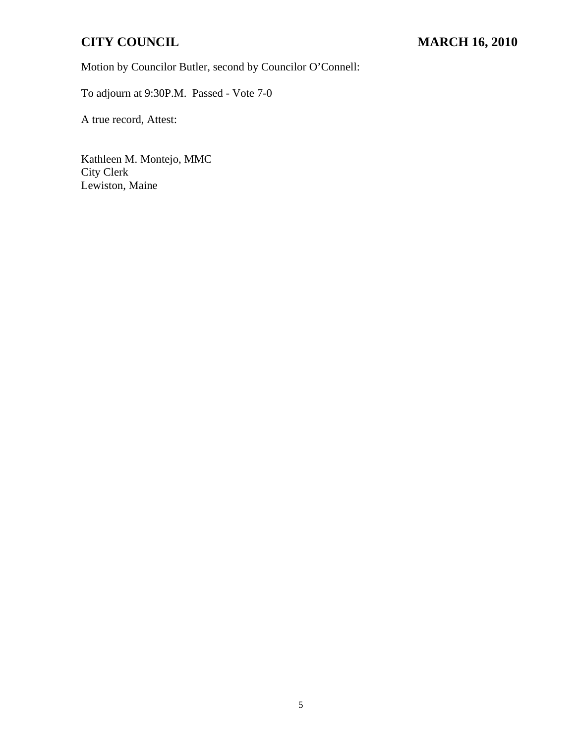Motion by Councilor Butler, second by Councilor O'Connell:

To adjourn at 9:30P.M. Passed - Vote 7-0

A true record, Attest:

Kathleen M. Montejo, MMC
City Clerk
Lewiston, Maine